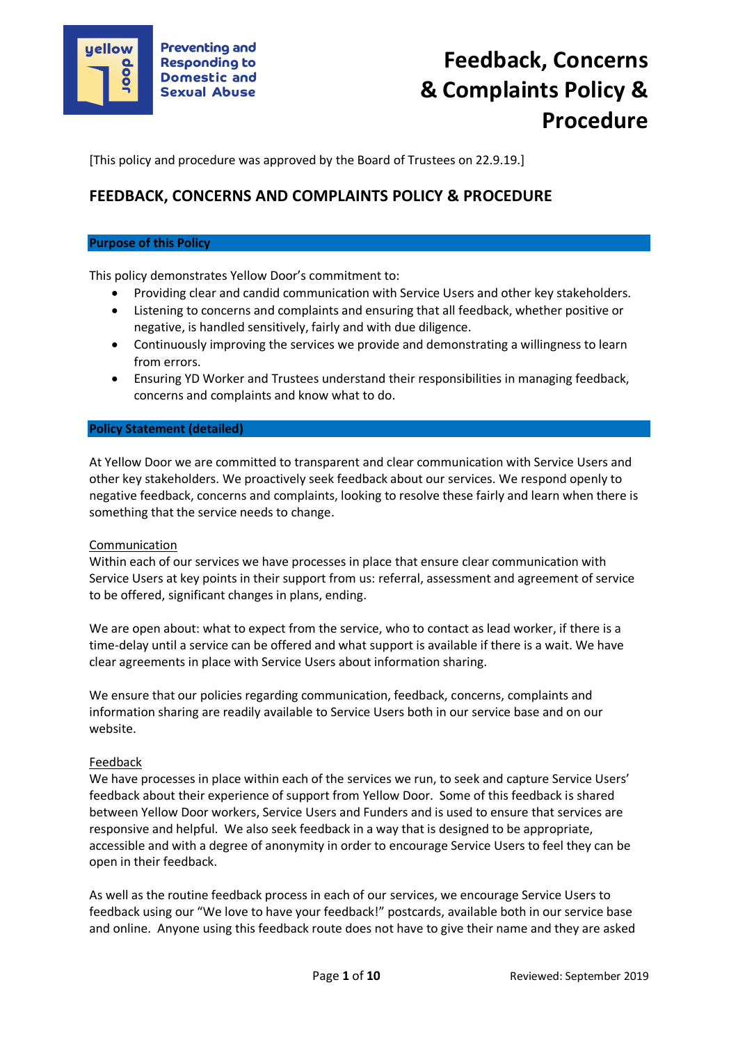Preventing and Responding to Domestic and Sexual Abuse

# Feedback, Concerns & Complaints Policy & Procedure

[This policy and procedure was approved by the Board of Trustees on 22.9.19.]

## FEEDBACK, CONCERNS AND COMPLAINTS POLICY & PROCEDURE

### Purpose of this Policy

This policy demonstrates Yellow Door's commitment to:

- Providing clear and candid communication with Service Users and other key stakeholders.
- Listening to concerns and complaints and ensuring that all feedback, whether positive or negative, is handled sensitively, fairly and with due diligence.
- Continuously improving the services we provide and demonstrating a willingness to learn from errors.
- Ensuring YD Worker and Trustees understand their responsibilities in managing feedback, concerns and complaints and know what to do.

### Policy Statement (detailed)

At Yellow Door we are committed to transparent and clear communication with Service Users and other key stakeholders. We proactively seek feedback about our services. We respond openly to negative feedback, concerns and complaints, looking to resolve these fairly and learn when there is something that the service needs to change.

Communication

Within each of our services we have processes in place that ensure clear communication with Service Users at key points in their support from us: referral, assessment and agreement of service to be offered, significant changes in plans, ending.

We are open about: what to expect from the service, who to contact as lead worker, if there is a time-delay until a service can be offered and what support is available if there is a wait. We have clear agreements in place with Service Users about information sharing.

We ensure that our policies regarding communication, feedback, concerns, complaints and information sharing are readily available to Service Users both in our service base and on our website.

Feedback

We have processes in place within each of the services we run, to seek and capture Service Users' feedback about their experience of support from Yellow Door. Some of this feedback is shared between Yellow Door workers, Service Users and Funders and is used to ensure that services are responsive and helpful. We also seek feedback in a way that is designed to be appropriate, accessible and with a degree of anonymity in order to encourage Service Users to feel they can be open in their feedback.

As well as the routine feedback process in each of our services, we encourage Service Users to feedback using our "We love to have your feedback!" postcards, available both in our service base and online. Anyone using this feedback route does not have to give their name and they are asked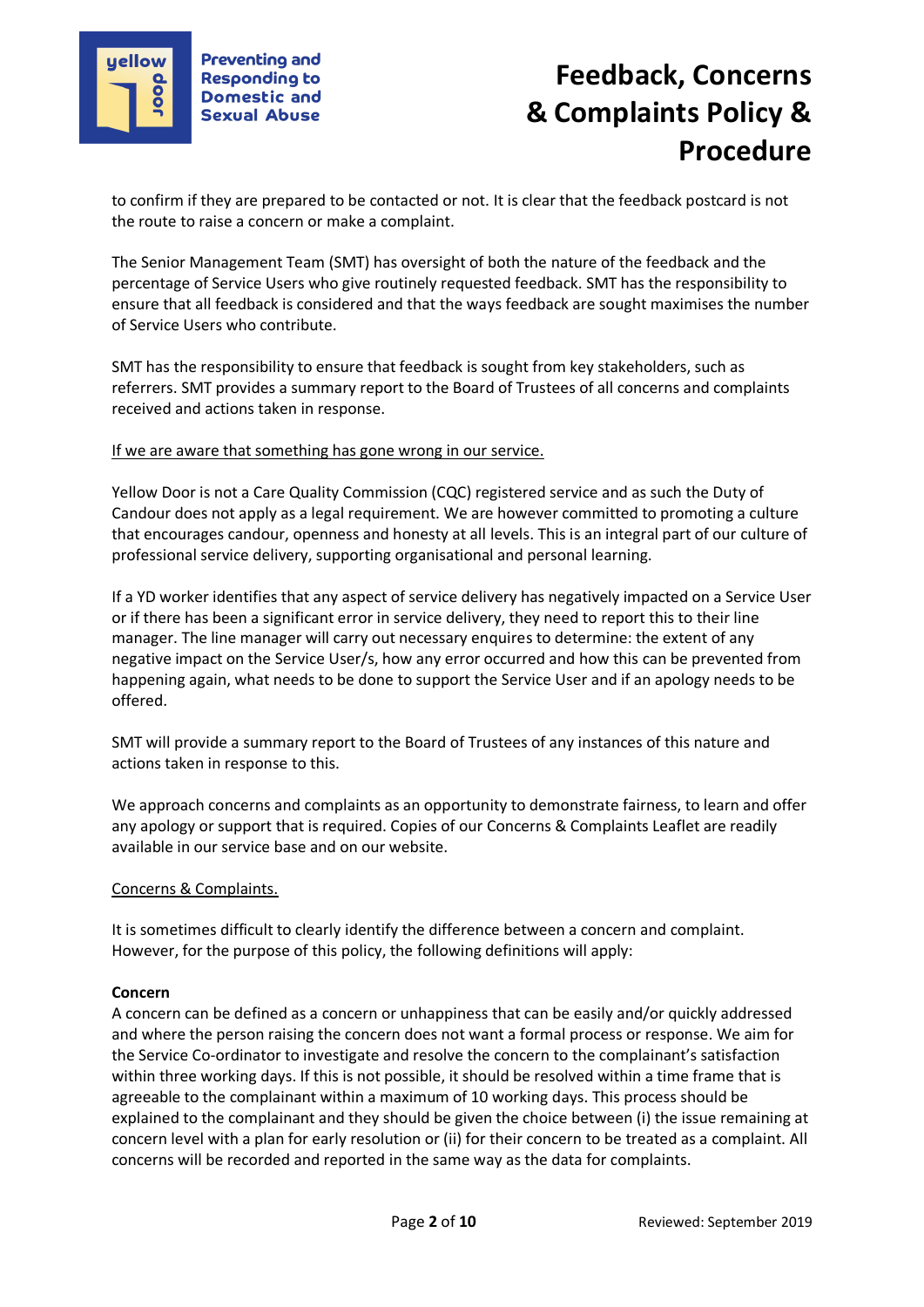to confirm if they are prepared to be contacted or not. It is clear that the feedback postcard is not the route to raise a concern or make a complaint.

The Senior Management Team (SMT) has oversight of both the nature of the feedback and the percentage of Service Users who give routinely requested feedback. SMT has the responsibility to ensure that all feedback is considered and that the ways feedback are sought maximises the number of Service Users who contribute.

SMT has the responsibility to ensure that feedback is sought from key stakeholders, such as referrers. SMT provides a summary report to the Board of Trustees of all concerns and complaints received and actions taken in response.

If we are aware that something has gone wrong in our service.

Yellow Door is not a Care Quality Commission (CQC) registered service and as such the Duty of Candour does not apply as a legal requirement. We are however committed to promoting a culture that encourages candour, openness and honesty at all levels. This is an integral part of our culture of professional service delivery, supporting organisational and personal learning.

If a YD worker identifies that any aspect of service delivery has negatively impacted on a Service User or if there has been a significant error in service delivery, they need to report this to their line manager. The line manager will carry out necessary enquires to determine: the extent of any negative impact on the Service User/s, how any error occurred and how this can be prevented from happening again, what needs to be done to support the Service User and if an apology needs to be offered.

SMT will provide a summary report to the Board of Trustees of any instances of this nature and actions taken in response to this.

We approach concerns and complaints as an opportunity to demonstrate fairness, to learn and offer any apology or support that is required. Copies of our Concerns & Complaints Leaflet are readily available in our service base and on our website.

Concerns & Complaints.

It is sometimes difficult to clearly identify the difference between a concern and complaint. However, for the purpose of this policy, the following definitions will apply:

**Concern**

A concern can be defined as a concern or unhappiness that can be easily and/or quickly addressed and where the person raising the concern does not want a formal process or response. We aim for the Service Co-ordinator to investigate and resolve the concern to the complainant's satisfaction within three working days. If this is not possible, it should be resolved within a time frame that is agreeable to the complainant within a maximum of 10 working days. This process should be explained to the complainant and they should be given the choice between (i) the issue remaining at concern level with a plan for early resolution or (ii) for their concern to be treated as a complaint. All concerns will be recorded and reported in the same way as the data for complaints.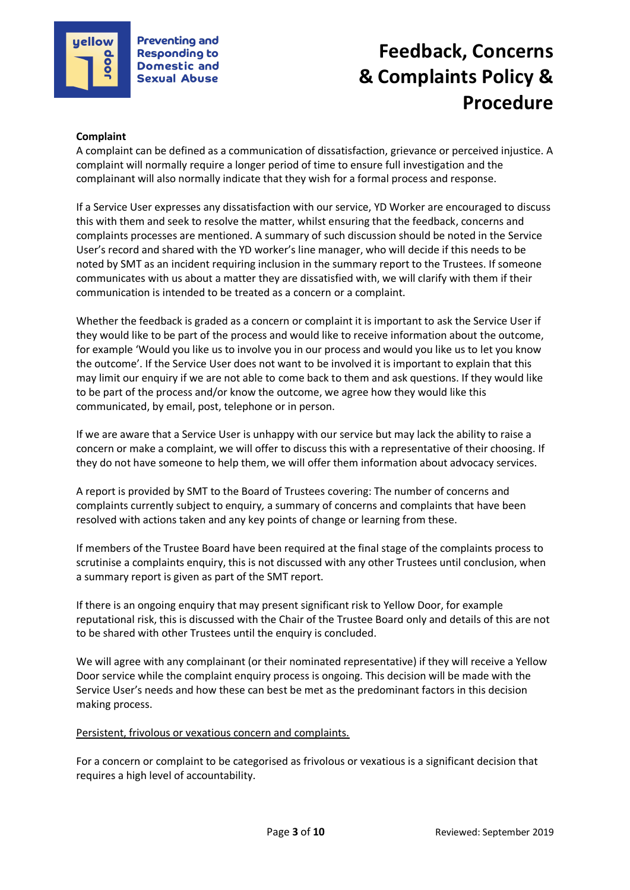**Complaint**

A complaint can be defined as a communication of dissatisfaction, grievance or perceived injustice. A complaint will normally require a longer period of time to ensure full investigation and the complainant will also normally indicate that they wish for a formal process and response.

If a Service User expresses any dissatisfaction with our service, YD Worker are encouraged to discuss this with them and seek to resolve the matter, whilst ensuring that the feedback, concerns and complaints processes are mentioned. A summary of such discussion should be noted in the Service User's record and shared with the YD worker's line manager, who will decide if this needs to be noted by SMT as an incident requiring inclusion in the summary report to the Trustees. If someone communicates with us about a matter they are dissatisfied with, we will clarify with them if their communication is intended to be treated as a concern or a complaint.

Whether the feedback is graded as a concern or complaint it is important to ask the Service User if they would like to be part of the process and would like to receive information about the outcome, for example 'Would you like us to involve you in our process and would you like us to let you know the outcome'. If the Service User does not want to be involved it is important to explain that this may limit our enquiry if we are not able to come back to them and ask questions. If they would like to be part of the process and/or know the outcome, we agree how they would like this communicated, by email, post, telephone or in person.

If we are aware that a Service User is unhappy with our service but may lack the ability to raise a concern or make a complaint, we will offer to discuss this with a representative of their choosing. If they do not have someone to help them, we will offer them information about advocacy services.

A report is provided by SMT to the Board of Trustees covering: The number of concerns and complaints currently subject to enquiry*,* a summary of concerns and complaints that have been resolved with actions taken and any key points of change or learning from these.

If members of the Trustee Board have been required at the final stage of the complaints process to scrutinise a complaints enquiry, this is not discussed with any other Trustees until conclusion, when a summary report is given as part of the SMT report.

If there is an ongoing enquiry that may present significant risk to Yellow Door, for example reputational risk, this is discussed with the Chair of the Trustee Board only and details of this are not to be shared with other Trustees until the enquiry is concluded.

We will agree with any complainant (or their nominated representative) if they will receive a Yellow Door service while the complaint enquiry process is ongoing. This decision will be made with the Service User's needs and how these can best be met as the predominant factors in this decision making process.

<u>Persistent, frivolous or vexatious concern and complaints.</u>

For a concern or complaint to be categorised as frivolous or vexatious is a significant decision that requires a high level of accountability.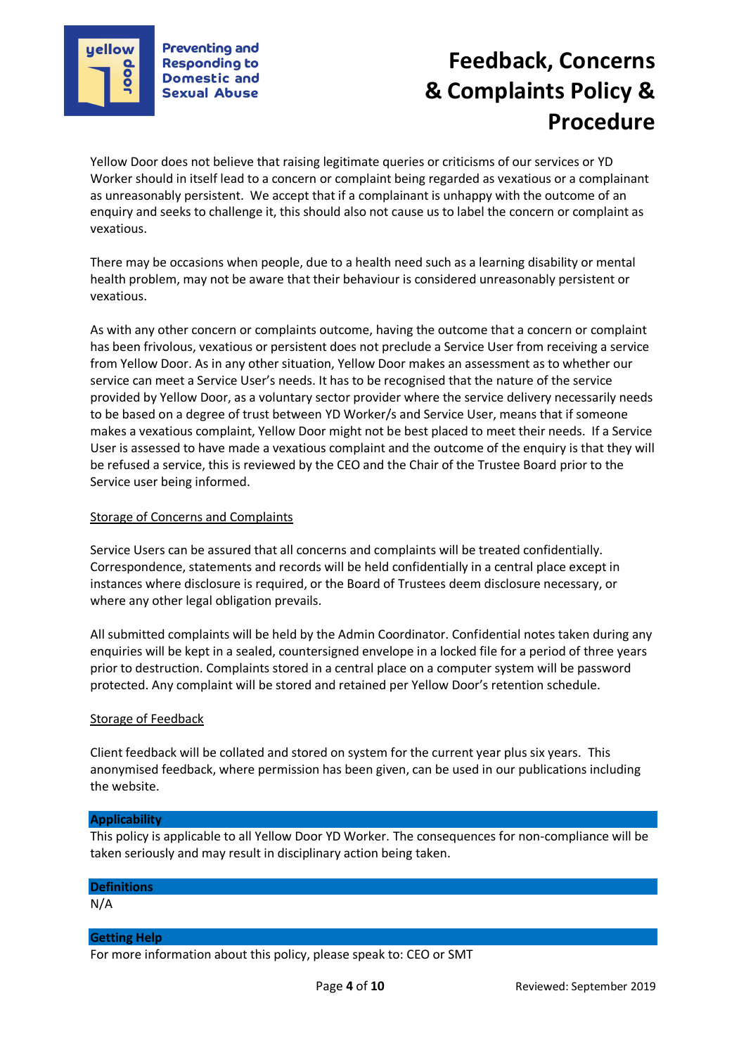Yellow Door does not believe that raising legitimate queries or criticisms of our services or YD Worker should in itself lead to a concern or complaint being regarded as vexatious or a complainant as unreasonably persistent. We accept that if a complainant is unhappy with the outcome of an enquiry and seeks to challenge it, this should also not cause us to label the concern or complaint as vexatious.

There may be occasions when people, due to a health need such as a learning disability or mental health problem, may not be aware that their behaviour is considered unreasonably persistent or vexatious.

As with any other concern or complaints outcome, having the outcome that a concern or complaint has been frivolous, vexatious or persistent does not preclude a Service User from receiving a service from Yellow Door. As in any other situation, Yellow Door makes an assessment as to whether our service can meet a Service User's needs. It has to be recognised that the nature of the service provided by Yellow Door, as a voluntary sector provider where the service delivery necessarily needs to be based on a degree of trust between YD Worker/s and Service User, means that if someone makes a vexatious complaint, Yellow Door might not be best placed to meet their needs. If a Service User is assessed to have made a vexatious complaint and the outcome of the enquiry is that they will be refused a service, this is reviewed by the CEO and the Chair of the Trustee Board prior to the Service user being informed.

<u>Storage of Concerns and Complaints</u>

Service Users can be assured that all concerns and complaints will be treated confidentially. Correspondence, statements and records will be held confidentially in a central place except in instances where disclosure is required, or the Board of Trustees deem disclosure necessary, or where any other legal obligation prevails.

All submitted complaints will be held by the Admin Coordinator. Confidential notes taken during any enquiries will be kept in a sealed, countersigned envelope in a locked file for a period of three years prior to destruction. Complaints stored in a central place on a computer system will be password protected. Any complaint will be stored and retained per Yellow Door's retention schedule.

<u>Storage of Feedback</u>

Client feedback will be collated and stored on system for the current year plus six years. This anonymised feedback, where permission has been given, can be used in our publications including the website.

## Applicability

This policy is applicable to all Yellow Door YD Worker. The consequences for non-compliance will be taken seriously and may result in disciplinary action being taken.

## Definitions

N/A

## Getting Help

For more information about this policy, please speak to: CEO or SMT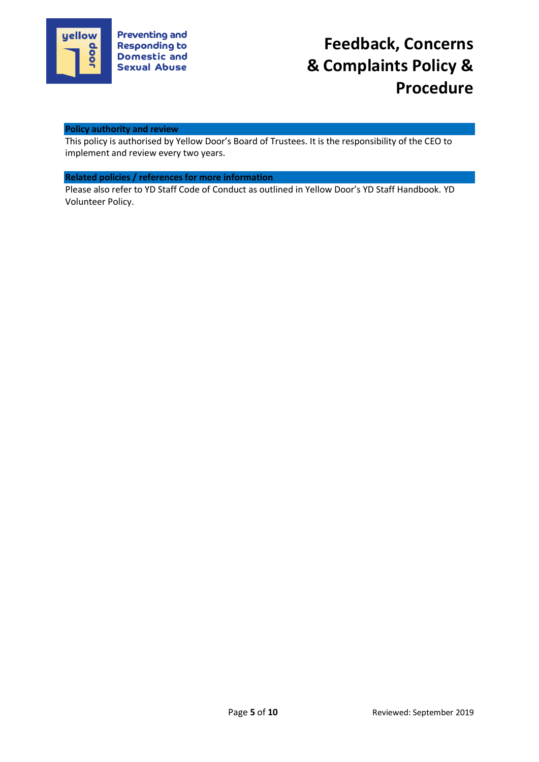## Policy authority and review

This policy is authorised by Yellow Door's Board of Trustees. It is the responsibility of the CEO to implement and review every two years.

## Related policies / references for more information

Please also refer to YD Staff Code of Conduct as outlined in Yellow Door's YD Staff Handbook. YD Volunteer Policy.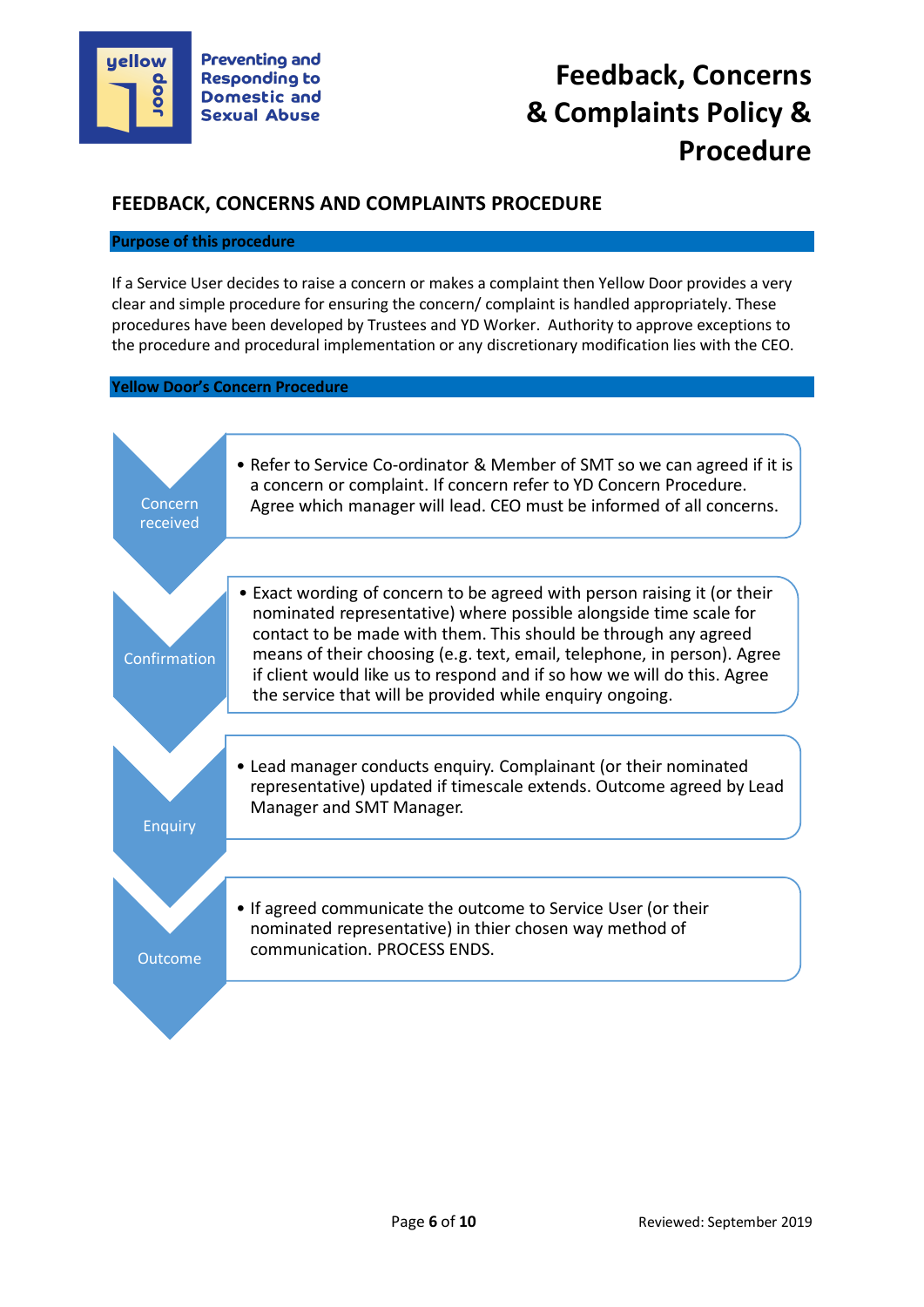## FEEDBACK, CONCERNS AND COMPLAINTS PROCEDURE

### Purpose of this procedure

If a Service User decides to raise a concern or makes a complaint then Yellow Door provides a very clear and simple procedure for ensuring the concern/ complaint is handled appropriately. These procedures have been developed by Trustees and YD Worker. Authority to approve exceptions to the procedure and procedural implementation or any discretionary modification lies with the CEO.

### Yellow Door's Concern Procedure

**Concern received**

- Refer to Service Co-ordinator & Member of SMT so we can agreed if it is a concern or complaint. If concern refer to YD Concern Procedure. Agree which manager will lead. CEO must be informed of all concerns.

**Confirmation**

- Exact wording of concern to be agreed with person raising it (or their nominated representative) where possible alongside time scale for contact to be made with them. This should be through any agreed means of their choosing (e.g. text, email, telephone, in person). Agree if client would like us to respond and if so how we will do this. Agree the service that will be provided while enquiry ongoing.

**Enquiry**

- Lead manager conducts enquiry. Complainant (or their nominated representative) updated if timescale extends. Outcome agreed by Lead Manager and SMT Manager.

**Outcome**

- If agreed communicate the outcome to Service User (or their nominated representative) in thier chosen way method of communication. PROCESS ENDS.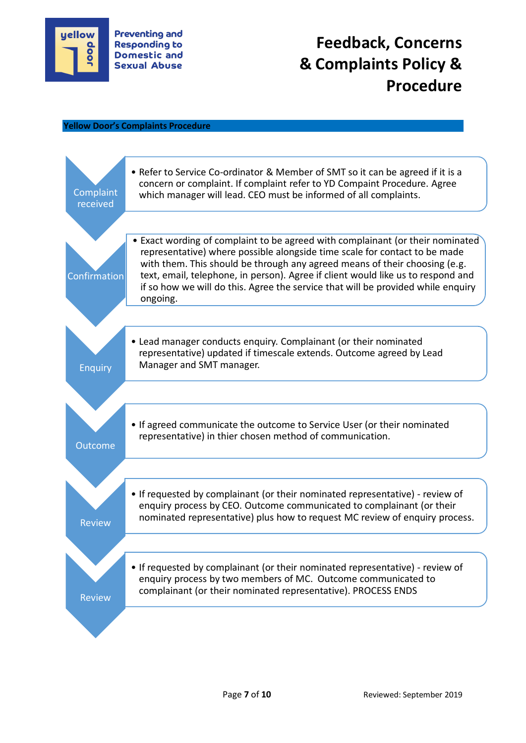## Yellow Door's Complaints Procedure

**Complaint received**

- Refer to Service Co-ordinator & Member of SMT so it can be agreed if it is a concern or complaint. If complaint refer to YD Compaint Procedure. Agree which manager will lead. CEO must be informed of all complaints.

**Confirmation**

- Exact wording of complaint to be agreed with complainant (or their nominated representative) where possible alongside time scale for contact to be made with them. This should be through any agreed means of their choosing (e.g. text, email, telephone, in person). Agree if client would like us to respond and if so how we will do this. Agree the service that will be provided while enquiry ongoing.

**Enquiry**

- Lead manager conducts enquiry. Complainant (or their nominated representative) updated if timescale extends. Outcome agreed by Lead Manager and SMT manager.

**Outcome**

- If agreed communicate the outcome to Service User (or their nominated representative) in thier chosen method of communication.

**Review**

- If requested by complainant (or their nominated representative) - review of enquiry process by CEO. Outcome communicated to complainant (or their nominated representative) plus how to request MC review of enquiry process.

**Review**

- If requested by complainant (or their nominated representative) - review of enquiry process by two members of MC. Outcome communicated to complainant (or their nominated representative). PROCESS ENDS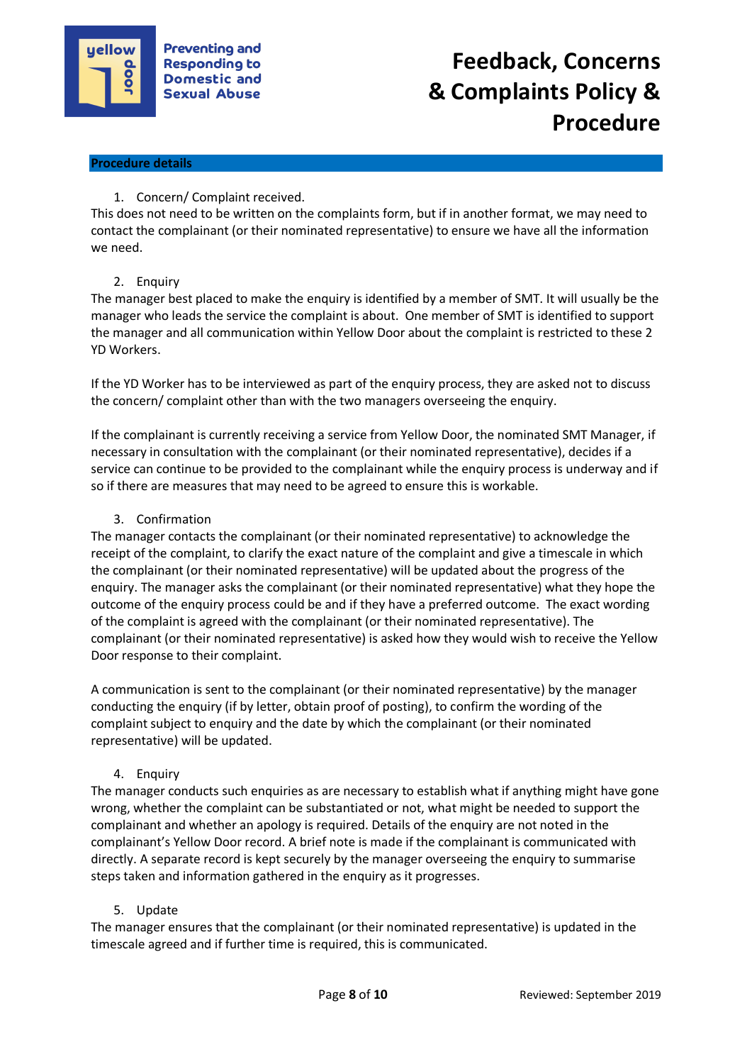**Procedure details**

1. Concern/ Complaint received.

This does not need to be written on the complaints form, but if in another format, we may need to contact the complainant (or their nominated representative) to ensure we have all the information we need.

2. Enquiry

The manager best placed to make the enquiry is identified by a member of SMT. It will usually be the manager who leads the service the complaint is about. One member of SMT is identified to support the manager and all communication within Yellow Door about the complaint is restricted to these 2 YD Workers.

If the YD Worker has to be interviewed as part of the enquiry process, they are asked not to discuss the concern/ complaint other than with the two managers overseeing the enquiry.

If the complainant is currently receiving a service from Yellow Door, the nominated SMT Manager, if necessary in consultation with the complainant (or their nominated representative), decides if a service can continue to be provided to the complainant while the enquiry process is underway and if so if there are measures that may need to be agreed to ensure this is workable.

3. Confirmation

The manager contacts the complainant (or their nominated representative) to acknowledge the receipt of the complaint, to clarify the exact nature of the complaint and give a timescale in which the complainant (or their nominated representative) will be updated about the progress of the enquiry. The manager asks the complainant (or their nominated representative) what they hope the outcome of the enquiry process could be and if they have a preferred outcome. The exact wording of the complaint is agreed with the complainant (or their nominated representative). The complainant (or their nominated representative) is asked how they would wish to receive the Yellow Door response to their complaint.

A communication is sent to the complainant (or their nominated representative) by the manager conducting the enquiry (if by letter, obtain proof of posting), to confirm the wording of the complaint subject to enquiry and the date by which the complainant (or their nominated representative) will be updated.

4. Enquiry

The manager conducts such enquiries as are necessary to establish what if anything might have gone wrong, whether the complaint can be substantiated or not, what might be needed to support the complainant and whether an apology is required. Details of the enquiry are not noted in the complainant's Yellow Door record. A brief note is made if the complainant is communicated with directly. A separate record is kept securely by the manager overseeing the enquiry to summarise steps taken and information gathered in the enquiry as it progresses.

5. Update

The manager ensures that the complainant (or their nominated representative) is updated in the timescale agreed and if further time is required, this is communicated.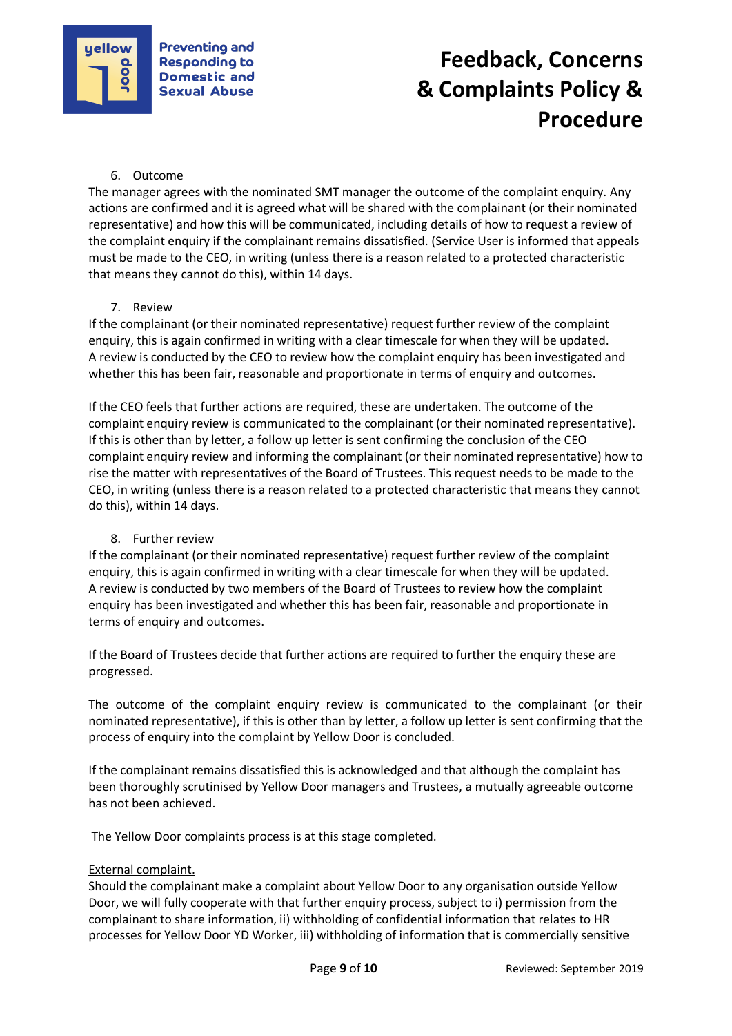6. Outcome

The manager agrees with the nominated SMT manager the outcome of the complaint enquiry. Any actions are confirmed and it is agreed what will be shared with the complainant (or their nominated representative) and how this will be communicated, including details of how to request a review of the complaint enquiry if the complainant remains dissatisfied. (Service User is informed that appeals must be made to the CEO, in writing (unless there is a reason related to a protected characteristic that means they cannot do this), within 14 days.

7. Review

If the complainant (or their nominated representative) request further review of the complaint enquiry, this is again confirmed in writing with a clear timescale for when they will be updated. A review is conducted by the CEO to review how the complaint enquiry has been investigated and whether this has been fair, reasonable and proportionate in terms of enquiry and outcomes.

If the CEO feels that further actions are required, these are undertaken. The outcome of the complaint enquiry review is communicated to the complainant (or their nominated representative). If this is other than by letter, a follow up letter is sent confirming the conclusion of the CEO complaint enquiry review and informing the complainant (or their nominated representative) how to rise the matter with representatives of the Board of Trustees. This request needs to be made to the CEO, in writing (unless there is a reason related to a protected characteristic that means they cannot do this), within 14 days.

8. Further review

If the complainant (or their nominated representative) request further review of the complaint enquiry, this is again confirmed in writing with a clear timescale for when they will be updated. A review is conducted by two members of the Board of Trustees to review how the complaint enquiry has been investigated and whether this has been fair, reasonable and proportionate in terms of enquiry and outcomes.

If the Board of Trustees decide that further actions are required to further the enquiry these are progressed.

The outcome of the complaint enquiry review is communicated to the complainant (or their nominated representative), if this is other than by letter, a follow up letter is sent confirming that the process of enquiry into the complaint by Yellow Door is concluded.

If the complainant remains dissatisfied this is acknowledged and that although the complaint has been thoroughly scrutinised by Yellow Door managers and Trustees, a mutually agreeable outcome has not been achieved.

The Yellow Door complaints process is at this stage completed.

<u>External complaint.</u>

Should the complainant make a complaint about Yellow Door to any organisation outside Yellow Door, we will fully cooperate with that further enquiry process, subject to i) permission from the complainant to share information, ii) withholding of confidential information that relates to HR processes for Yellow Door YD Worker, iii) withholding of information that is commercially sensitive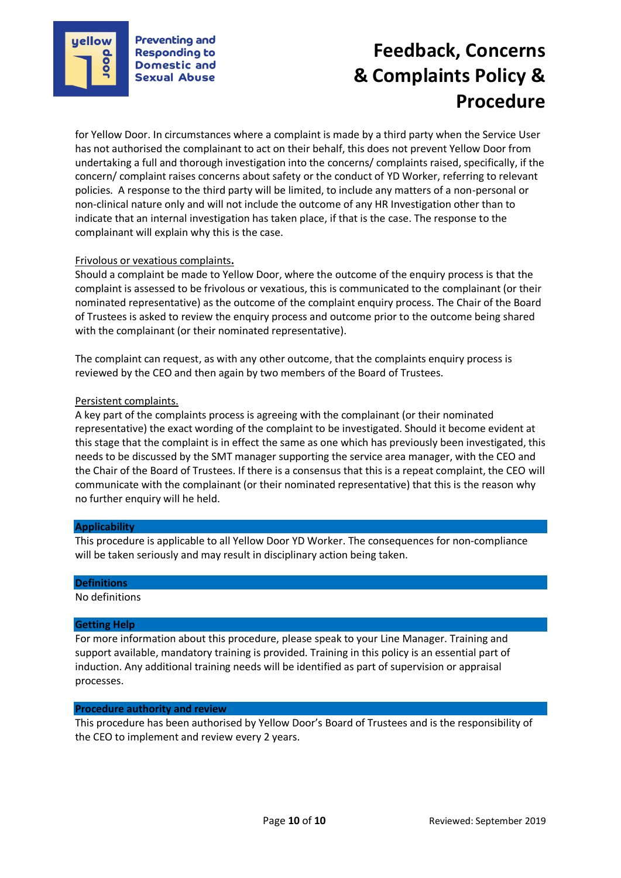for Yellow Door. In circumstances where a complaint is made by a third party when the Service User has not authorised the complainant to act on their behalf, this does not prevent Yellow Door from undertaking a full and thorough investigation into the concerns/ complaints raised, specifically, if the concern/ complaint raises concerns about safety or the conduct of YD Worker, referring to relevant policies. A response to the third party will be limited, to include any matters of a non-personal or non-clinical nature only and will not include the outcome of any HR Investigation other than to indicate that an internal investigation has taken place, if that is the case. The response to the complainant will explain why this is the case.

Frivolous or vexatious complaints.

Should a complaint be made to Yellow Door, where the outcome of the enquiry process is that the complaint is assessed to be frivolous or vexatious, this is communicated to the complainant (or their nominated representative) as the outcome of the complaint enquiry process. The Chair of the Board of Trustees is asked to review the enquiry process and outcome prior to the outcome being shared with the complainant (or their nominated representative).

The complaint can request, as with any other outcome, that the complaints enquiry process is reviewed by the CEO and then again by two members of the Board of Trustees.

Persistent complaints.

A key part of the complaints process is agreeing with the complainant (or their nominated representative) the exact wording of the complaint to be investigated. Should it become evident at this stage that the complaint is in effect the same as one which has previously been investigated, this needs to be discussed by the SMT manager supporting the service area manager, with the CEO and the Chair of the Board of Trustees. If there is a consensus that this is a repeat complaint, the CEO will communicate with the complainant (or their nominated representative) that this is the reason why no further enquiry will he held.

## Applicability

This procedure is applicable to all Yellow Door YD Worker. The consequences for non-compliance will be taken seriously and may result in disciplinary action being taken.

## Definitions

No definitions

## Getting Help

For more information about this procedure, please speak to your Line Manager. Training and support available, mandatory training is provided. Training in this policy is an essential part of induction. Any additional training needs will be identified as part of supervision or appraisal processes.

## Procedure authority and review

This procedure has been authorised by Yellow Door's Board of Trustees and is the responsibility of the CEO to implement and review every 2 years.